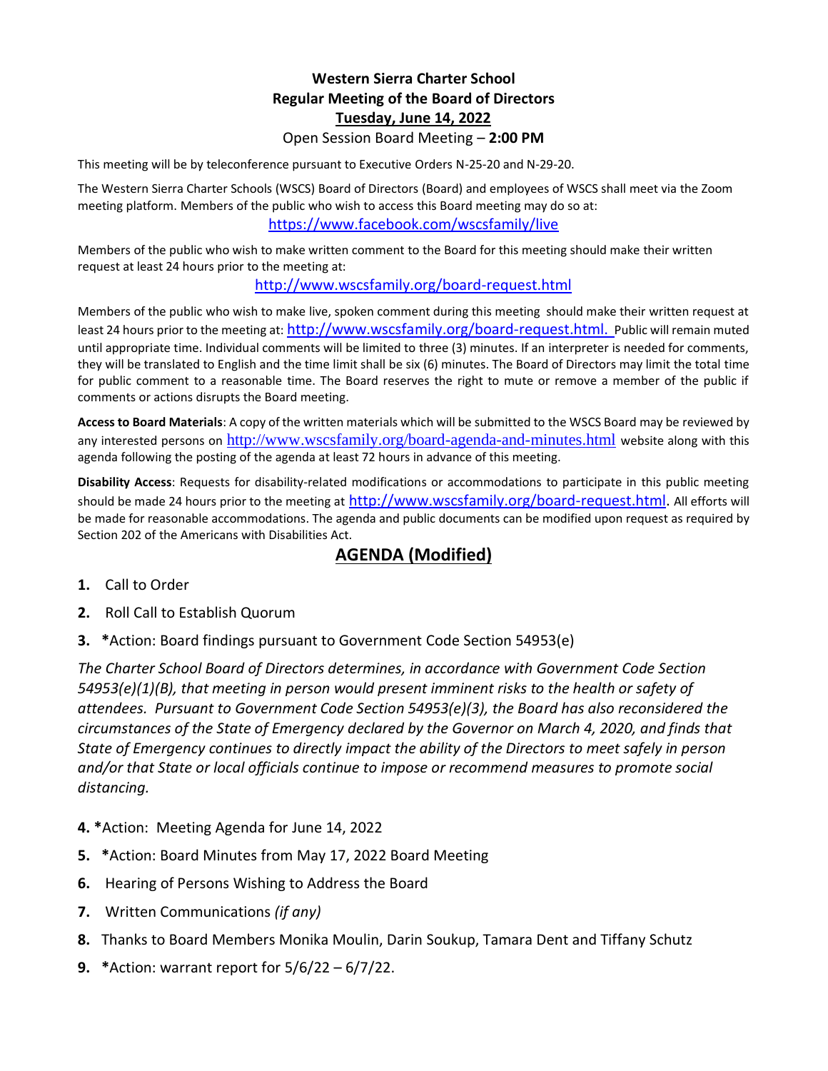# Western Sierra Charter School

## Regular Meeting of the Board of Directors

## Tuesday, June 14, 2022

Open Session Board Meeting – **2:00 PM**

This meeting will be by teleconference pursuant to Executive Orders N-25-20 and N-29-20.

The Western Sierra Charter Schools (WSCS) Board of Directors (Board) and employees of WSCS shall meet via the Zoom meeting platform. Members of the public who wish to access this Board meeting may do so at:

https://www.facebook.com/wscsfamily/live

Members of the public who wish to make written comment to the Board for this meeting should make their written request at least 24 hours prior to the meeting at:

http://www.wscsfamily.org/board-request.html

Members of the public who wish to make live, spoken comment during this meeting should make their written request at least 24 hours prior to the meeting at: http://www.wscsfamily.org/board-request.html. Public will remain muted until appropriate time. Individual comments will be limited to three (3) minutes. If an interpreter is needed for comments, they will be translated to English and the time limit shall be six (6) minutes. The Board of Directors may limit the total time for public comment to a reasonable time. The Board reserves the right to mute or remove a member of the public if comments or actions disrupts the Board meeting.

**Access to Board Materials**: A copy of the written materials which will be submitted to the WSCS Board may be reviewed by any interested persons on http://www.wscsfamily.org/board-agenda-and-minutes.html website along with this agenda following the posting of the agenda at least 72 hours in advance of this meeting.

**Disability Access**: Requests for disability-related modifications or accommodations to participate in this public meeting should be made 24 hours prior to the meeting at http://www.wscsfamily.org/board-request.html. All efforts will be made for reasonable accommodations. The agenda and public documents can be modified upon request as required by Section 202 of the Americans with Disabilities Act.

## AGENDA (Modified)

**1.** Call to Order

**2.** Roll Call to Establish Quorum

**3.** ***Action: Board findings pursuant to Government Code Section 54953(e)

*The Charter School Board of Directors determines, in accordance with Government Code Section 54953(e)(1)(B), that meeting in person would present imminent risks to the health or safety of attendees. Pursuant to Government Code Section 54953(e)(3), the Board has also reconsidered the circumstances of the State of Emergency declared by the Governor on March 4, 2020, and finds that State of Emergency continues to directly impact the ability of the Directors to meet safely in person and/or that State or local officials continue to impose or recommend measures to promote social distancing.*

**4.** ***Action: Meeting Agenda for June 14, 2022

**5.** ***Action: Board Minutes from May 17, 2022 Board Meeting

**6.** Hearing of Persons Wishing to Address the Board

**7.** Written Communications *(if any)*

**8.** Thanks to Board Members Monika Moulin, Darin Soukup, Tamara Dent and Tiffany Schutz

**9.** ***Action: warrant report for 5/6/22 – 6/7/22.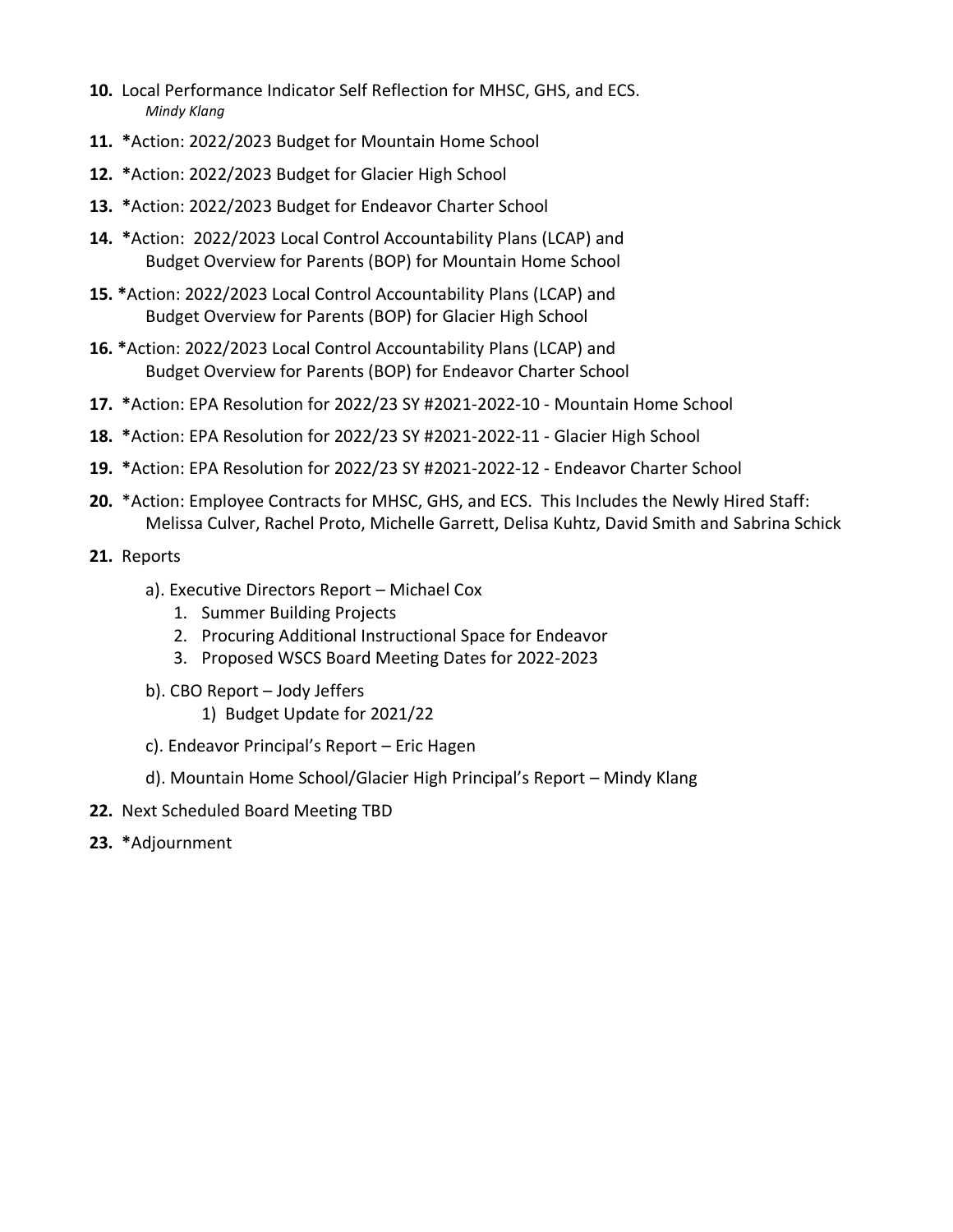**10.** Local Performance Indicator Self Reflection for MHSC, GHS, and ECS.
*Mindy Klang*

**11.** ***Action: 2022/2023 Budget for Mountain Home School

**12.** ***Action: 2022/2023 Budget for Glacier High School

**13.** ***Action: 2022/2023 Budget for Endeavor Charter School

**14.** ***Action: 2022/2023 Local Control Accountability Plans (LCAP) and Budget Overview for Parents (BOP) for Mountain Home School

**15.** ***Action: 2022/2023 Local Control Accountability Plans (LCAP) and Budget Overview for Parents (BOP) for Glacier High School

**16.** ***Action: 2022/2023 Local Control Accountability Plans (LCAP) and Budget Overview for Parents (BOP) for Endeavor Charter School

**17.** ***Action: EPA Resolution for 2022/23 SY #2021-2022-10 - Mountain Home School

**18.** ***Action: EPA Resolution for 2022/23 SY #2021-2022-11 - Glacier High School

**19.** ***Action: EPA Resolution for 2022/23 SY #2021-2022-12 - Endeavor Charter School

**20.** *Action: Employee Contracts for MHSC, GHS, and ECS. This Includes the Newly Hired Staff: Melissa Culver, Rachel Proto, Michelle Garrett, Delisa Kuhtz, David Smith and Sabrina Schick

**21.** Reports

a). Executive Directors Report – Michael Cox
1. Summer Building Projects
2. Procuring Additional Instructional Space for Endeavor
3. Proposed WSCS Board Meeting Dates for 2022-2023

b). CBO Report – Jody Jeffers
1) Budget Update for 2021/22

c). Endeavor Principal's Report – Eric Hagen

d). Mountain Home School/Glacier High Principal's Report – Mindy Klang

**22.** Next Scheduled Board Meeting TBD

**23.** ***Adjournment